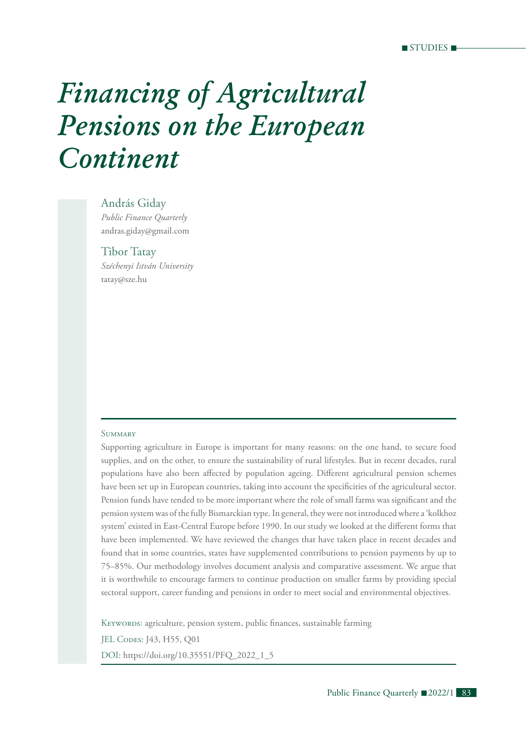# *Financing of Agricultural Pensions on the European Continent*

András Giday
*Public Finance Quarterly*
andras.giday@gmail.com

Tibor Tatay
*Széchenyi István University*
tatay@sze.hu

## Summary

Supporting agriculture in Europe is important for many reasons: on the one hand, to secure food supplies, and on the other, to ensure the sustainability of rural lifestyles. But in recent decades, rural populations have also been affected by population ageing. Different agricultural pension schemes have been set up in European countries, taking into account the specificities of the agricultural sector. Pension funds have tended to be more important where the role of small farms was significant and the pension system was of the fully Bismarckian type. In general, they were not introduced where a 'kolkhoz system' existed in East-Central Europe before 1990. In our study we looked at the different forms that have been implemented. We have reviewed the changes that have taken place in recent decades and found that in some countries, states have supplemented contributions to pension payments by up to 75–85%. Our methodology involves document analysis and comparative assessment. We argue that it is worthwhile to encourage farmers to continue production on smaller farms by providing special sectoral support, career funding and pensions in order to meet social and environmental objectives.

Keywords: agriculture, pension system, public finances, sustainable farming

JEL Codes: J43, H55, Q01

DOI: https://doi.org/10.35551/PFQ_2022_1_5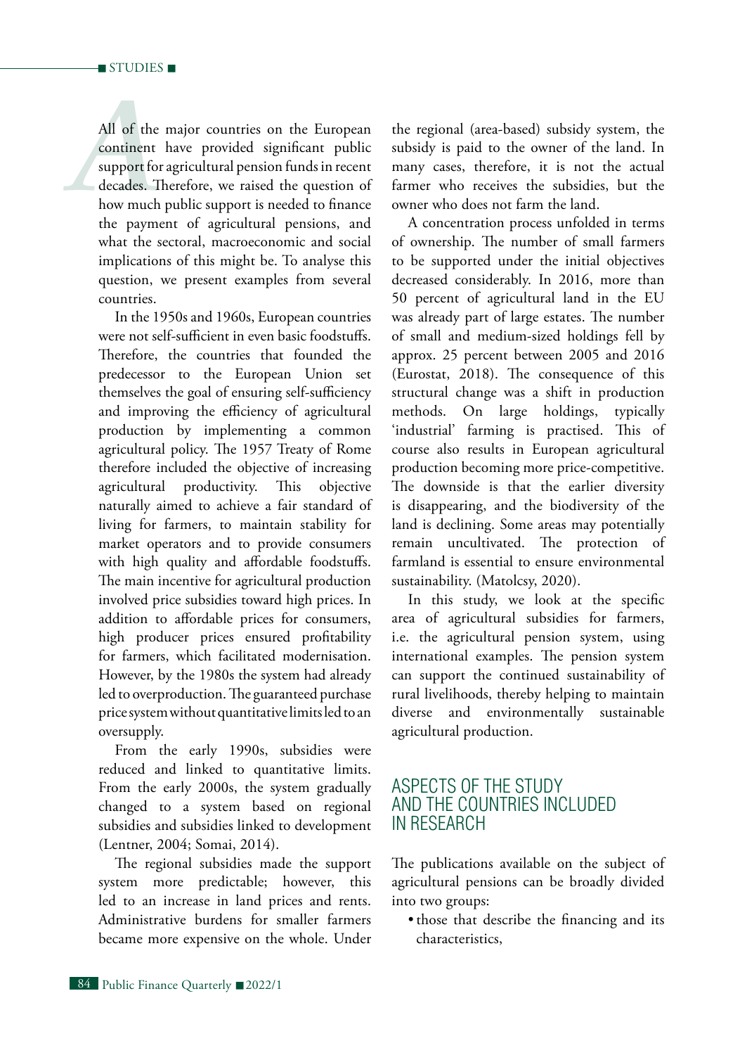All of the major countries on the European continent have provided significant public support for agricultural pension funds in recent decades. Therefore, we raised the question of how much public support is needed to finance the payment of agricultural pensions, and what the sectoral, macroeconomic and social implications of this might be. To analyse this question, we present examples from several countries.

In the 1950s and 1960s, European countries were not self-sufficient in even basic foodstuffs. Therefore, the countries that founded the predecessor to the European Union set themselves the goal of ensuring self-sufficiency and improving the efficiency of agricultural production by implementing a common agricultural policy. The 1957 Treaty of Rome therefore included the objective of increasing agricultural productivity. This objective naturally aimed to achieve a fair standard of living for farmers, to maintain stability for market operators and to provide consumers with high quality and affordable foodstuffs. The main incentive for agricultural production involved price subsidies toward high prices. In addition to affordable prices for consumers, high producer prices ensured profitability for farmers, which facilitated modernisation. However, by the 1980s the system had already led to overproduction. The guaranteed purchase price system without quantitative limits led to an oversupply.

From the early 1990s, subsidies were reduced and linked to quantitative limits. From the early 2000s, the system gradually changed to a system based on regional subsidies and subsidies linked to development (Lentner, 2004; Somai, 2014).

The regional subsidies made the support system more predictable; however, this led to an increase in land prices and rents. Administrative burdens for smaller farmers became more expensive on the whole. Under the regional (area-based) subsidy system, the subsidy is paid to the owner of the land. In many cases, therefore, it is not the actual farmer who receives the subsidies, but the owner who does not farm the land.

A concentration process unfolded in terms of ownership. The number of small farmers to be supported under the initial objectives decreased considerably. In 2016, more than 50 percent of agricultural land in the EU was already part of large estates. The number of small and medium-sized holdings fell by approx. 25 percent between 2005 and 2016 (Eurostat, 2018). The consequence of this structural change was a shift in production methods. On large holdings, typically 'industrial' farming is practised. This of course also results in European agricultural production becoming more price-competitive. The downside is that the earlier diversity is disappearing, and the biodiversity of the land is declining. Some areas may potentially remain uncultivated. The protection of farmland is essential to ensure environmental sustainability. (Matolcsy, 2020).

In this study, we look at the specific area of agricultural subsidies for farmers, i.e. the agricultural pension system, using international examples. The pension system can support the continued sustainability of rural livelihoods, thereby helping to maintain diverse and environmentally sustainable agricultural production.

## ASPECTS OF THE STUDY AND THE COUNTRIES INCLUDED IN RESEARCH

The publications available on the subject of agricultural pensions can be broadly divided into two groups:

- those that describe the financing and its characteristics,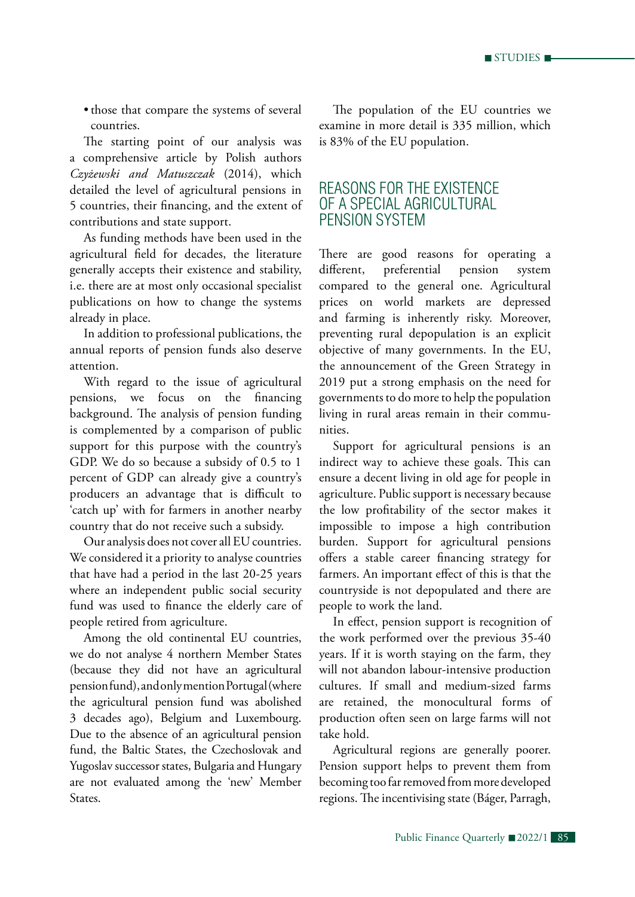- those that compare the systems of several countries.

The starting point of our analysis was a comprehensive article by Polish authors *Czyżewski and Matuszczak* (2014), which detailed the level of agricultural pensions in 5 countries, their financing, and the extent of contributions and state support.

As funding methods have been used in the agricultural field for decades, the literature generally accepts their existence and stability, i.e. there are at most only occasional specialist publications on how to change the systems already in place.

In addition to professional publications, the annual reports of pension funds also deserve attention.

With regard to the issue of agricultural pensions, we focus on the financing background. The analysis of pension funding is complemented by a comparison of public support for this purpose with the country's GDP. We do so because a subsidy of 0.5 to 1 percent of GDP can already give a country's producers an advantage that is difficult to 'catch up' with for farmers in another nearby country that do not receive such a subsidy.

Our analysis does not cover all EU countries. We considered it a priority to analyse countries that have had a period in the last 20-25 years where an independent public social security fund was used to finance the elderly care of people retired from agriculture.

Among the old continental EU countries, we do not analyse 4 northern Member States (because they did not have an agricultural pension fund), and only mention Portugal (where the agricultural pension fund was abolished 3 decades ago), Belgium and Luxembourg. Due to the absence of an agricultural pension fund, the Baltic States, the Czechoslovak and Yugoslav successor states, Bulgaria and Hungary are not evaluated among the 'new' Member States.

The population of the EU countries we examine in more detail is 335 million, which is 83% of the EU population.

## REASONS FOR THE EXISTENCE OF A SPECIAL AGRICULTURAL PENSION SYSTEM

There are good reasons for operating a different, preferential pension system compared to the general one. Agricultural prices on world markets are depressed and farming is inherently risky. Moreover, preventing rural depopulation is an explicit objective of many governments. In the EU, the announcement of the Green Strategy in 2019 put a strong emphasis on the need for governments to do more to help the population living in rural areas remain in their communities.

Support for agricultural pensions is an indirect way to achieve these goals. This can ensure a decent living in old age for people in agriculture. Public support is necessary because the low profitability of the sector makes it impossible to impose a high contribution burden. Support for agricultural pensions offers a stable career financing strategy for farmers. An important effect of this is that the countryside is not depopulated and there are people to work the land.

In effect, pension support is recognition of the work performed over the previous 35-40 years. If it is worth staying on the farm, they will not abandon labour-intensive production cultures. If small and medium-sized farms are retained, the monocultural forms of production often seen on large farms will not take hold.

Agricultural regions are generally poorer. Pension support helps to prevent them from becoming too far removed from more developed regions. The incentivising state (Báger, Parragh,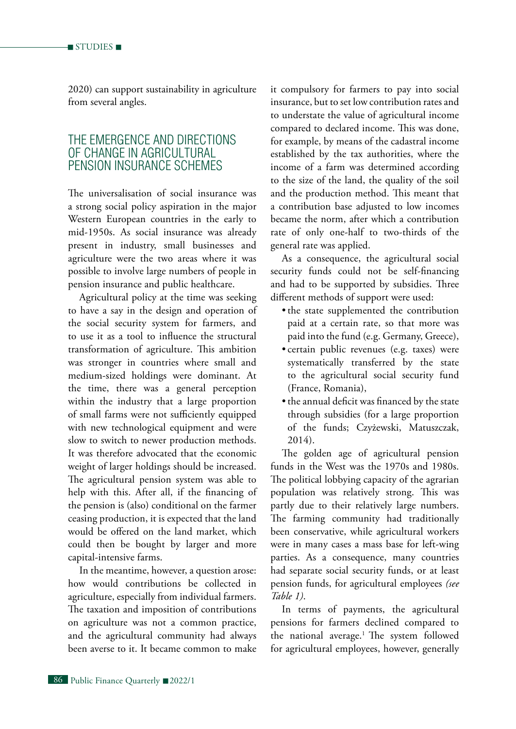2020) can support sustainability in agriculture from several angles.

## THE EMERGENCE AND DIRECTIONS OF CHANGE IN AGRICULTURAL PENSION INSURANCE SCHEMES

The universalisation of social insurance was a strong social policy aspiration in the major Western European countries in the early to mid-1950s. As social insurance was already present in industry, small businesses and agriculture were the two areas where it was possible to involve large numbers of people in pension insurance and public healthcare.

Agricultural policy at the time was seeking to have a say in the design and operation of the social security system for farmers, and to use it as a tool to influence the structural transformation of agriculture. This ambition was stronger in countries where small and medium-sized holdings were dominant. At the time, there was a general perception within the industry that a large proportion of small farms were not sufficiently equipped with new technological equipment and were slow to switch to newer production methods. It was therefore advocated that the economic weight of larger holdings should be increased. The agricultural pension system was able to help with this. After all, if the financing of the pension is (also) conditional on the farmer ceasing production, it is expected that the land would be offered on the land market, which could then be bought by larger and more capital-intensive farms.

In the meantime, however, a question arose: how would contributions be collected in agriculture, especially from individual farmers. The taxation and imposition of contributions on agriculture was not a common practice, and the agricultural community had always been averse to it. It became common to make it compulsory for farmers to pay into social insurance, but to set low contribution rates and to understate the value of agricultural income compared to declared income. This was done, for example, by means of the cadastral income established by the tax authorities, where the income of a farm was determined according to the size of the land, the quality of the soil and the production method. This meant that a contribution base adjusted to low incomes became the norm, after which a contribution rate of only one-half to two-thirds of the general rate was applied.

As a consequence, the agricultural social security funds could not be self-financing and had to be supported by subsidies. Three different methods of support were used:

- the state supplemented the contribution paid at a certain rate, so that more was paid into the fund (e.g. Germany, Greece),
- certain public revenues (e.g. taxes) were systematically transferred by the state to the agricultural social security fund (France, Romania),
- the annual deficit was financed by the state through subsidies (for a large proportion of the funds; Czyżewski, Matuszczak, 2014).

The golden age of agricultural pension funds in the West was the 1970s and 1980s. The political lobbying capacity of the agrarian population was relatively strong. This was partly due to their relatively large numbers. The farming community had traditionally been conservative, while agricultural workers were in many cases a mass base for left-wing parties. As a consequence, many countries had separate social security funds, or at least pension funds, for agricultural employees *(see Table 1)*.

In terms of payments, the agricultural pensions for farmers declined compared to the national average.[1] The system followed for agricultural employees, however, generally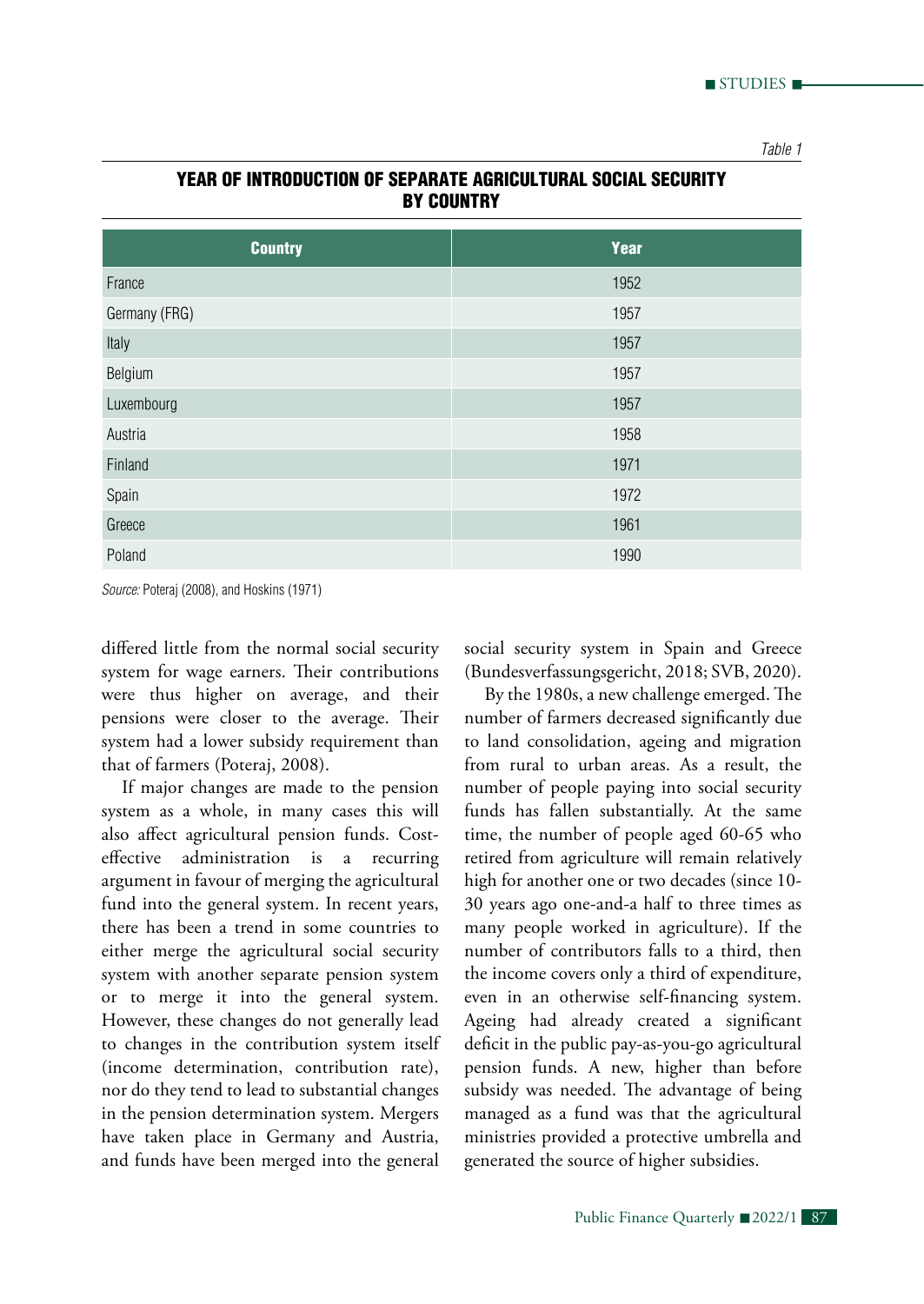*Table 1*

**YEAR OF INTRODUCTION OF SEPARATE AGRICULTURAL SOCIAL SECURITY BY COUNTRY**

| Country | Year |
|---|---|
| France | 1952 |
| Germany (FRG) | 1957 |
| Italy | 1957 |
| Belgium | 1957 |
| Luxembourg | 1957 |
| Austria | 1958 |
| Finland | 1971 |
| Spain | 1972 |
| Greece | 1961 |
| Poland | 1990 |

*Source:* Poteraj (2008), and Hoskins (1971)

differed little from the normal social security system for wage earners. Their contributions were thus higher on average, and their pensions were closer to the average. Their system had a lower subsidy requirement than that of farmers (Poteraj, 2008).

If major changes are made to the pension system as a whole, in many cases this will also affect agricultural pension funds. Cost-effective administration is a recurring argument in favour of merging the agricultural fund into the general system. In recent years, there has been a trend in some countries to either merge the agricultural social security system with another separate pension system or to merge it into the general system. However, these changes do not generally lead to changes in the contribution system itself (income determination, contribution rate), nor do they tend to lead to substantial changes in the pension determination system. Mergers have taken place in Germany and Austria, and funds have been merged into the general social security system in Spain and Greece (Bundesverfassungsgericht, 2018; SVB, 2020).

By the 1980s, a new challenge emerged. The number of farmers decreased significantly due to land consolidation, ageing and migration from rural to urban areas. As a result, the number of people paying into social security funds has fallen substantially. At the same time, the number of people aged 60-65 who retired from agriculture will remain relatively high for another one or two decades (since 10-30 years ago one-and-a half to three times as many people worked in agriculture). If the number of contributors falls to a third, then the income covers only a third of expenditure, even in an otherwise self-financing system. Ageing had already created a significant deficit in the public pay-as-you-go agricultural pension funds. A new, higher than before subsidy was needed. The advantage of being managed as a fund was that the agricultural ministries provided a protective umbrella and generated the source of higher subsidies.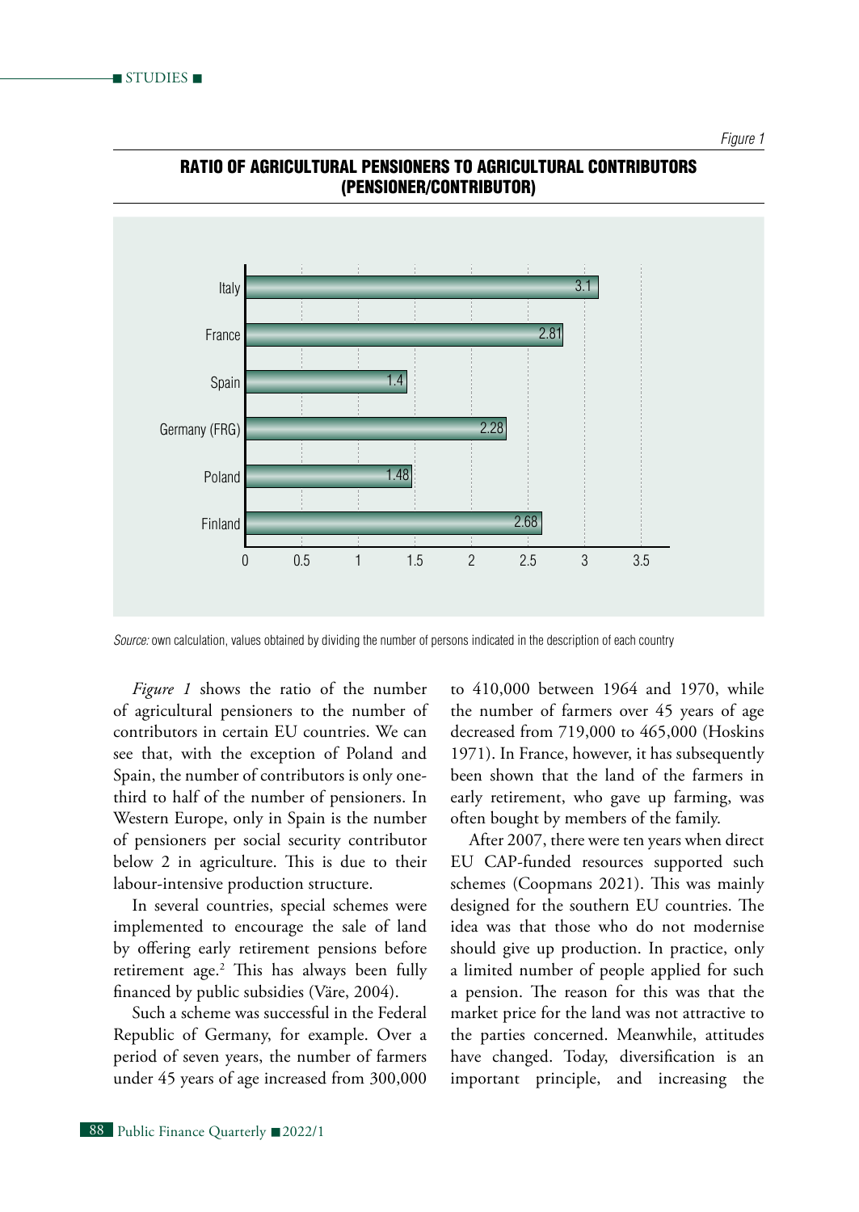*Figure 1*

**RATIO OF AGRICULTURAL PENSIONERS TO AGRICULTURAL CONTRIBUTORS (PENSIONER/CONTRIBUTOR)**

| Country | Ratio |
|---|---|
| Italy | 3.1 |
| France | 2.81 |
| Spain | 1.4 |
| Germany (FRG) | 2.28 |
| Poland | 1.48 |
| Finland | 2.68 |

*Source:* own calculation, values obtained by dividing the number of persons indicated in the description of each country

*Figure 1* shows the ratio of the number of agricultural pensioners to the number of contributors in certain EU countries. We can see that, with the exception of Poland and Spain, the number of contributors is only one-third to half of the number of pensioners. In Western Europe, only in Spain is the number of pensioners per social security contributor below 2 in agriculture. This is due to their labour-intensive production structure.

In several countries, special schemes were implemented to encourage the sale of land by offering early retirement pensions before retirement age.[2] This has always been fully financed by public subsidies (Väre, 2004).

Such a scheme was successful in the Federal Republic of Germany, for example. Over a period of seven years, the number of farmers under 45 years of age increased from 300,000 to 410,000 between 1964 and 1970, while the number of farmers over 45 years of age decreased from 719,000 to 465,000 (Hoskins 1971). In France, however, it has subsequently been shown that the land of the farmers in early retirement, who gave up farming, was often bought by members of the family.

After 2007, there were ten years when direct EU CAP-funded resources supported such schemes (Coopmans 2021). This was mainly designed for the southern EU countries. The idea was that those who do not modernise should give up production. In practice, only a limited number of people applied for such a pension. The reason for this was that the market price for the land was not attractive to the parties concerned. Meanwhile, attitudes have changed. Today, diversification is an important principle, and increasing the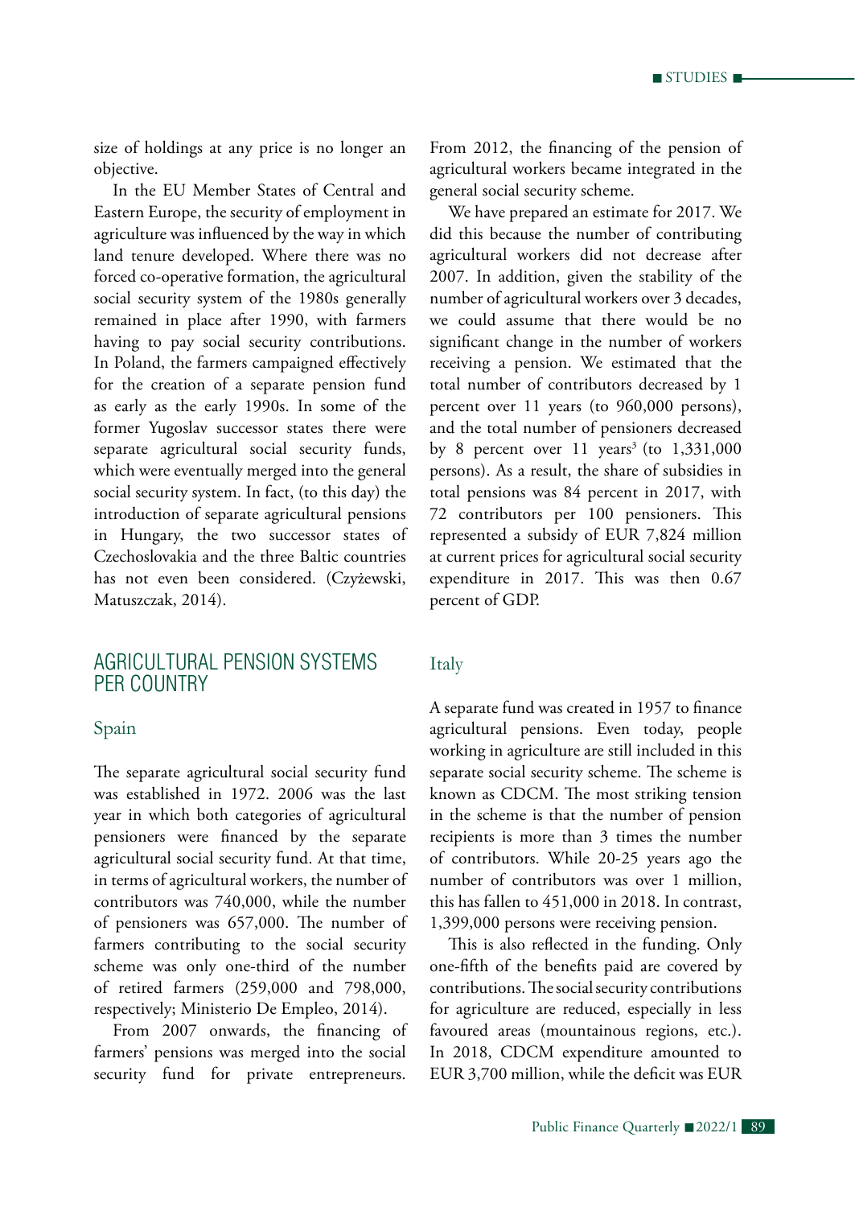size of holdings at any price is no longer an objective.

In the EU Member States of Central and Eastern Europe, the security of employment in agriculture was influenced by the way in which land tenure developed. Where there was no forced co-operative formation, the agricultural social security system of the 1980s generally remained in place after 1990, with farmers having to pay social security contributions. In Poland, the farmers campaigned effectively for the creation of a separate pension fund as early as the early 1990s. In some of the former Yugoslav successor states there were separate agricultural social security funds, which were eventually merged into the general social security system. In fact, (to this day) the introduction of separate agricultural pensions in Hungary, the two successor states of Czechoslovakia and the three Baltic countries has not even been considered. (Czyżewski, Matuszczak, 2014).

## AGRICULTURAL PENSION SYSTEMS PER COUNTRY

### Spain

The separate agricultural social security fund was established in 1972. 2006 was the last year in which both categories of agricultural pensioners were financed by the separate agricultural social security fund. At that time, in terms of agricultural workers, the number of contributors was 740,000, while the number of pensioners was 657,000. The number of farmers contributing to the social security scheme was only one-third of the number of retired farmers (259,000 and 798,000, respectively; Ministerio De Empleo, 2014).

From 2007 onwards, the financing of farmers' pensions was merged into the social security fund for private entrepreneurs. From 2012, the financing of the pension of agricultural workers became integrated in the general social security scheme.

We have prepared an estimate for 2017. We did this because the number of contributing agricultural workers did not decrease after 2007. In addition, given the stability of the number of agricultural workers over 3 decades, we could assume that there would be no significant change in the number of workers receiving a pension. We estimated that the total number of contributors decreased by 1 percent over 11 years (to 960,000 persons), and the total number of pensioners decreased by 8 percent over 11 years[3] (to 1,331,000 persons). As a result, the share of subsidies in total pensions was 84 percent in 2017, with 72 contributors per 100 pensioners. This represented a subsidy of EUR 7,824 million at current prices for agricultural social security expenditure in 2017. This was then 0.67 percent of GDP.

### Italy

A separate fund was created in 1957 to finance agricultural pensions. Even today, people working in agriculture are still included in this separate social security scheme. The scheme is known as CDCM. The most striking tension in the scheme is that the number of pension recipients is more than 3 times the number of contributors. While 20-25 years ago the number of contributors was over 1 million, this has fallen to 451,000 in 2018. In contrast, 1,399,000 persons were receiving pension.

This is also reflected in the funding. Only one-fifth of the benefits paid are covered by contributions. The social security contributions for agriculture are reduced, especially in less favoured areas (mountainous regions, etc.). In 2018, CDCM expenditure amounted to EUR 3,700 million, while the deficit was EUR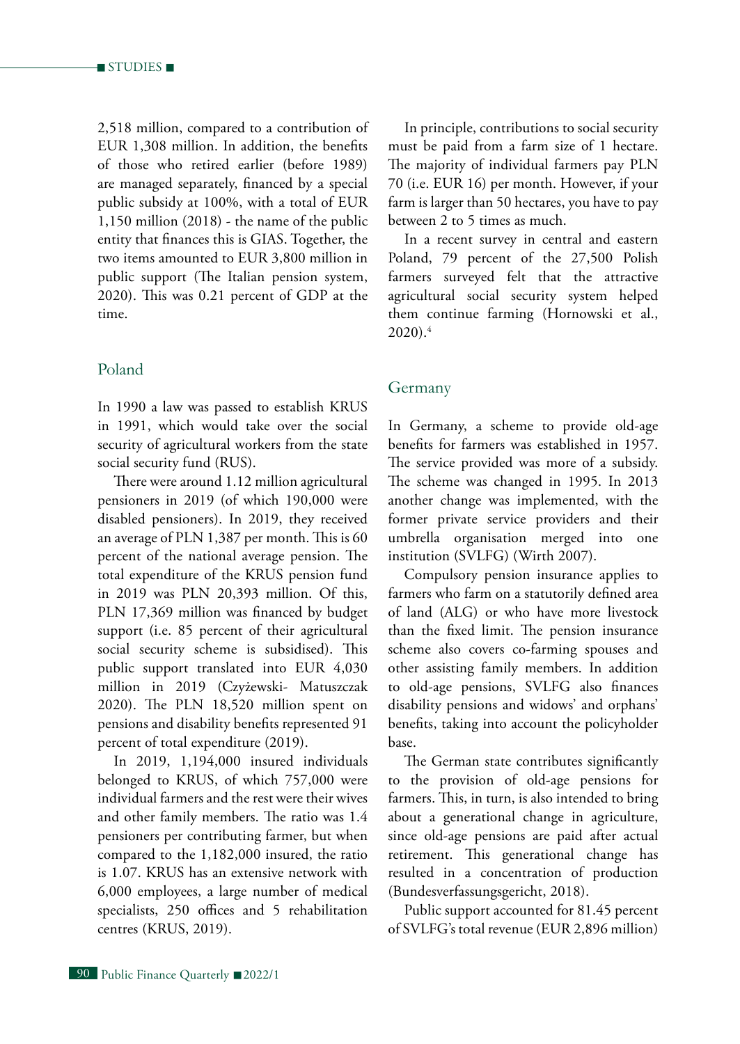2,518 million, compared to a contribution of EUR 1,308 million. In addition, the benefits of those who retired earlier (before 1989) are managed separately, financed by a special public subsidy at 100%, with a total of EUR 1,150 million (2018) - the name of the public entity that finances this is GIAS. Together, the two items amounted to EUR 3,800 million in public support (The Italian pension system, 2020). This was 0.21 percent of GDP at the time.

## Poland

In 1990 a law was passed to establish KRUS in 1991, which would take over the social security of agricultural workers from the state social security fund (RUS).

There were around 1.12 million agricultural pensioners in 2019 (of which 190,000 were disabled pensioners). In 2019, they received an average of PLN 1,387 per month. This is 60 percent of the national average pension. The total expenditure of the KRUS pension fund in 2019 was PLN 20,393 million. Of this, PLN 17,369 million was financed by budget support (i.e. 85 percent of their agricultural social security scheme is subsidised). This public support translated into EUR 4,030 million in 2019 (Czyżewski- Matuszczak 2020). The PLN 18,520 million spent on pensions and disability benefits represented 91 percent of total expenditure (2019).

In 2019, 1,194,000 insured individuals belonged to KRUS, of which 757,000 were individual farmers and the rest were their wives and other family members. The ratio was 1.4 pensioners per contributing farmer, but when compared to the 1,182,000 insured, the ratio is 1.07. KRUS has an extensive network with 6,000 employees, a large number of medical specialists, 250 offices and 5 rehabilitation centres (KRUS, 2019).

In principle, contributions to social security must be paid from a farm size of 1 hectare. The majority of individual farmers pay PLN 70 (i.e. EUR 16) per month. However, if your farm is larger than 50 hectares, you have to pay between 2 to 5 times as much.

In a recent survey in central and eastern Poland, 79 percent of the 27,500 Polish farmers surveyed felt that the attractive agricultural social security system helped them continue farming (Hornowski et al., 2020).[4]

## Germany

In Germany, a scheme to provide old-age benefits for farmers was established in 1957. The service provided was more of a subsidy. The scheme was changed in 1995. In 2013 another change was implemented, with the former private service providers and their umbrella organisation merged into one institution (SVLFG) (Wirth 2007).

Compulsory pension insurance applies to farmers who farm on a statutorily defined area of land (ALG) or who have more livestock than the fixed limit. The pension insurance scheme also covers co-farming spouses and other assisting family members. In addition to old-age pensions, SVLFG also finances disability pensions and widows' and orphans' benefits, taking into account the policyholder base.

The German state contributes significantly to the provision of old-age pensions for farmers. This, in turn, is also intended to bring about a generational change in agriculture, since old-age pensions are paid after actual retirement. This generational change has resulted in a concentration of production (Bundesverfassungsgericht, 2018).

Public support accounted for 81.45 percent of SVLFG's total revenue (EUR 2,896 million)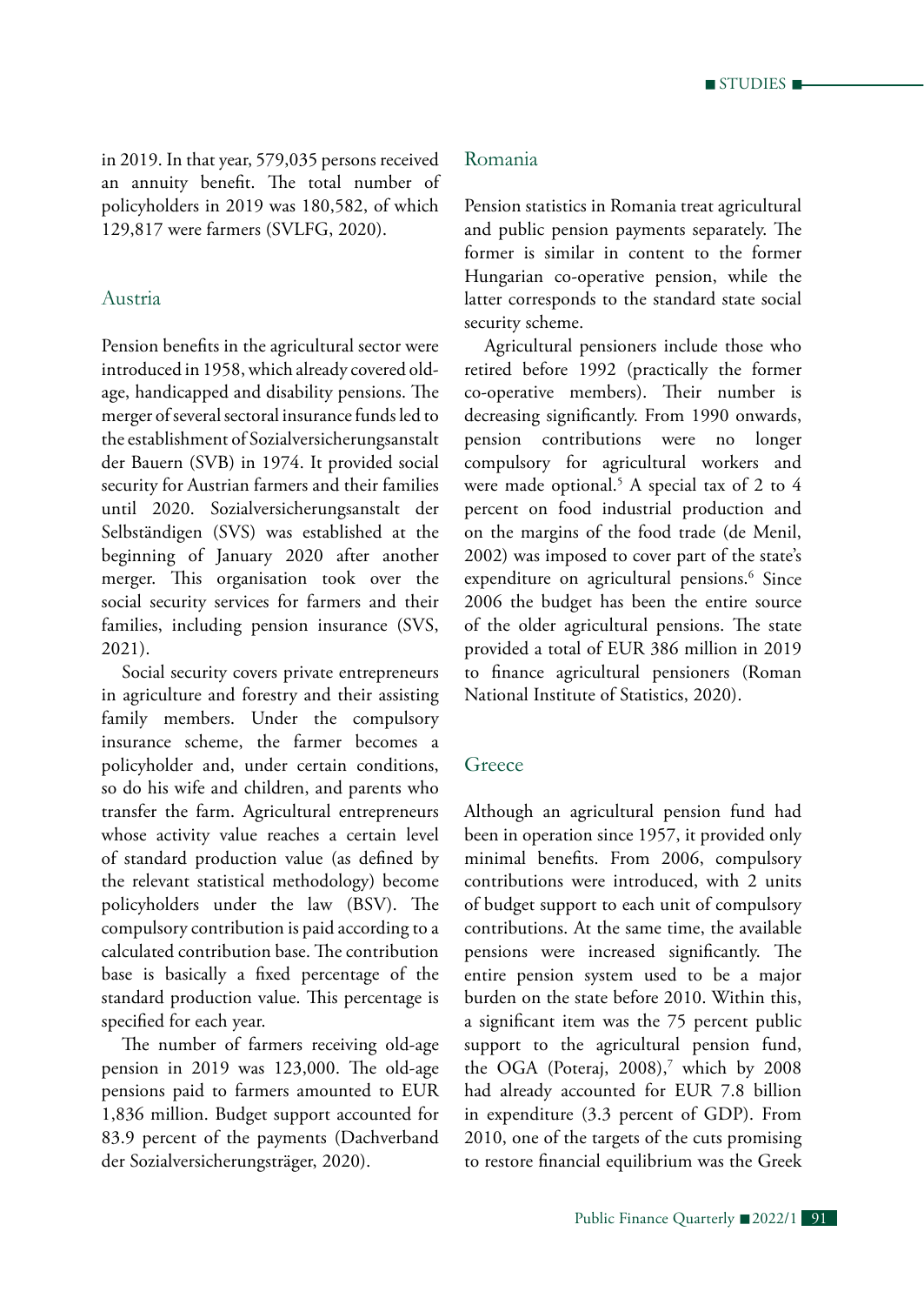in 2019. In that year, 579,035 persons received an annuity benefit. The total number of policyholders in 2019 was 180,582, of which 129,817 were farmers (SVLFG, 2020).

## Austria

Pension benefits in the agricultural sector were introduced in 1958, which already covered old-age, handicapped and disability pensions. The merger of several sectoral insurance funds led to the establishment of Sozialversicherungsanstalt der Bauern (SVB) in 1974. It provided social security for Austrian farmers and their families until 2020. Sozialversicherungsanstalt der Selbständigen (SVS) was established at the beginning of January 2020 after another merger. This organisation took over the social security services for farmers and their families, including pension insurance (SVS, 2021).

Social security covers private entrepreneurs in agriculture and forestry and their assisting family members. Under the compulsory insurance scheme, the farmer becomes a policyholder and, under certain conditions, so do his wife and children, and parents who transfer the farm. Agricultural entrepreneurs whose activity value reaches a certain level of standard production value (as defined by the relevant statistical methodology) become policyholders under the law (BSV). The compulsory contribution is paid according to a calculated contribution base. The contribution base is basically a fixed percentage of the standard production value. This percentage is specified for each year.

The number of farmers receiving old-age pension in 2019 was 123,000. The old-age pensions paid to farmers amounted to EUR 1,836 million. Budget support accounted for 83.9 percent of the payments (Dachverband der Sozialversicherungsträger, 2020).

## Romania

Pension statistics in Romania treat agricultural and public pension payments separately. The former is similar in content to the former Hungarian co-operative pension, while the latter corresponds to the standard state social security scheme.

Agricultural pensioners include those who retired before 1992 (practically the former co-operative members). Their number is decreasing significantly. From 1990 onwards, pension contributions were no longer compulsory for agricultural workers and were made optional.[5] A special tax of 2 to 4 percent on food industrial production and on the margins of the food trade (de Menil, 2002) was imposed to cover part of the state's expenditure on agricultural pensions.[6] Since 2006 the budget has been the entire source of the older agricultural pensions. The state provided a total of EUR 386 million in 2019 to finance agricultural pensioners (Roman National Institute of Statistics, 2020).

## Greece

Although an agricultural pension fund had been in operation since 1957, it provided only minimal benefits. From 2006, compulsory contributions were introduced, with 2 units of budget support to each unit of compulsory contributions. At the same time, the available pensions were increased significantly. The entire pension system used to be a major burden on the state before 2010. Within this, a significant item was the 75 percent public support to the agricultural pension fund, the OGA (Poteraj, 2008),[7] which by 2008 had already accounted for EUR 7.8 billion in expenditure (3.3 percent of GDP). From 2010, one of the targets of the cuts promising to restore financial equilibrium was the Greek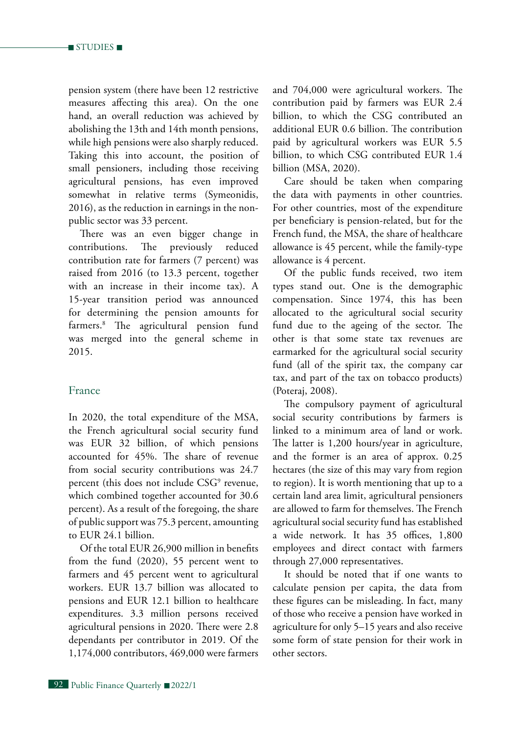pension system (there have been 12 restrictive measures affecting this area). On the one hand, an overall reduction was achieved by abolishing the 13th and 14th month pensions, while high pensions were also sharply reduced. Taking this into account, the position of small pensioners, including those receiving agricultural pensions, has even improved somewhat in relative terms (Symeonidis, 2016), as the reduction in earnings in the non-public sector was 33 percent.

There was an even bigger change in contributions. The previously reduced contribution rate for farmers (7 percent) was raised from 2016 (to 13.3 percent, together with an increase in their income tax). A 15-year transition period was announced for determining the pension amounts for farmers.[8] The agricultural pension fund was merged into the general scheme in 2015.

## France

In 2020, the total expenditure of the MSA, the French agricultural social security fund was EUR 32 billion, of which pensions accounted for 45%. The share of revenue from social security contributions was 24.7 percent (this does not include CSG[9] revenue, which combined together accounted for 30.6 percent). As a result of the foregoing, the share of public support was 75.3 percent, amounting to EUR 24.1 billion.

Of the total EUR 26,900 million in benefits from the fund (2020), 55 percent went to farmers and 45 percent went to agricultural workers. EUR 13.7 billion was allocated to pensions and EUR 12.1 billion to healthcare expenditures. 3.3 million persons received agricultural pensions in 2020. There were 2.8 dependants per contributor in 2019. Of the 1,174,000 contributors, 469,000 were farmers and 704,000 were agricultural workers. The contribution paid by farmers was EUR 2.4 billion, to which the CSG contributed an additional EUR 0.6 billion. The contribution paid by agricultural workers was EUR 5.5 billion, to which CSG contributed EUR 1.4 billion (MSA, 2020).

Care should be taken when comparing the data with payments in other countries. For other countries, most of the expenditure per beneficiary is pension-related, but for the French fund, the MSA, the share of healthcare allowance is 45 percent, while the family-type allowance is 4 percent.

Of the public funds received, two item types stand out. One is the demographic compensation. Since 1974, this has been allocated to the agricultural social security fund due to the ageing of the sector. The other is that some state tax revenues are earmarked for the agricultural social security fund (all of the spirit tax, the company car tax, and part of the tax on tobacco products) (Poteraj, 2008).

The compulsory payment of agricultural social security contributions by farmers is linked to a minimum area of land or work. The latter is 1,200 hours/year in agriculture, and the former is an area of approx. 0.25 hectares (the size of this may vary from region to region). It is worth mentioning that up to a certain land area limit, agricultural pensioners are allowed to farm for themselves. The French agricultural social security fund has established a wide network. It has 35 offices, 1,800 employees and direct contact with farmers through 27,000 representatives.

It should be noted that if one wants to calculate pension per capita, the data from these figures can be misleading. In fact, many of those who receive a pension have worked in agriculture for only 5–15 years and also receive some form of state pension for their work in other sectors.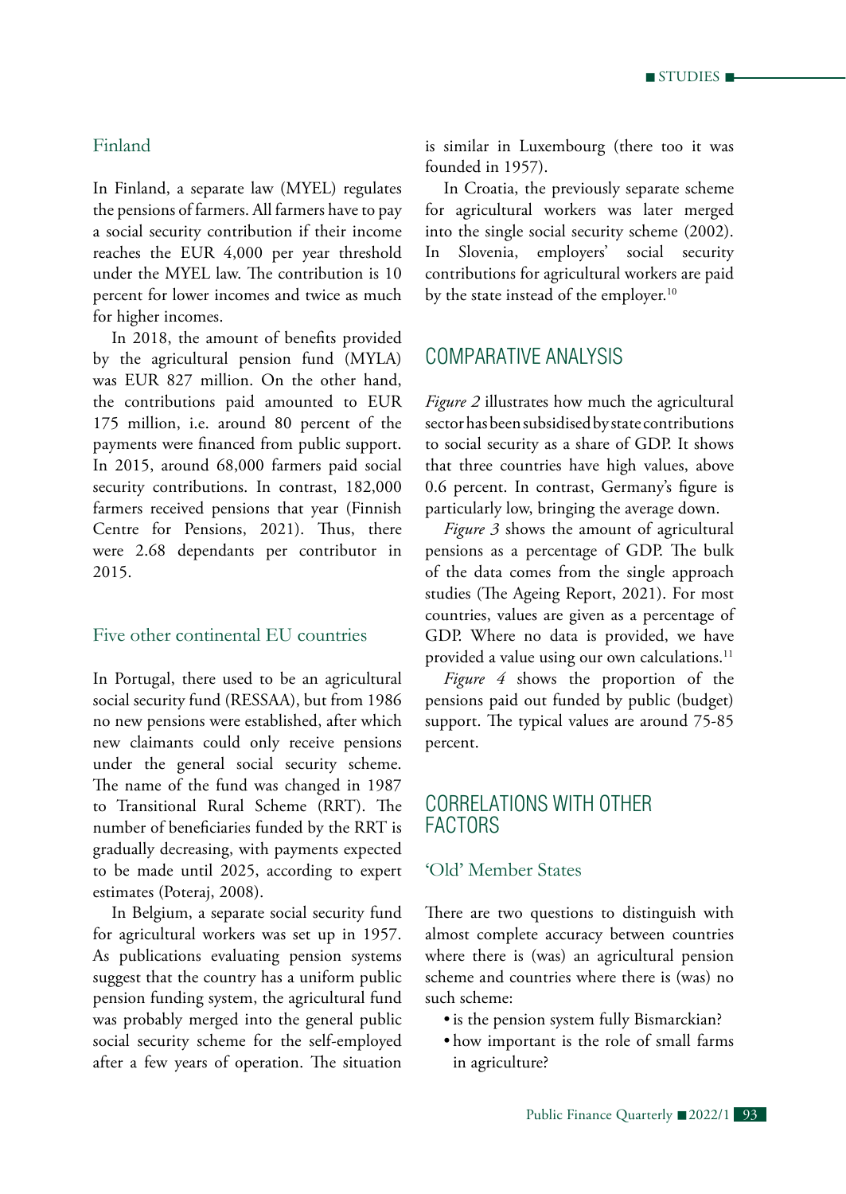### Finland

In Finland, a separate law (MYEL) regulates the pensions of farmers. All farmers have to pay a social security contribution if their income reaches the EUR 4,000 per year threshold under the MYEL law. The contribution is 10 percent for lower incomes and twice as much for higher incomes.

In 2018, the amount of benefits provided by the agricultural pension fund (MYLA) was EUR 827 million. On the other hand, the contributions paid amounted to EUR 175 million, i.e. around 80 percent of the payments were financed from public support. In 2015, around 68,000 farmers paid social security contributions. In contrast, 182,000 farmers received pensions that year (Finnish Centre for Pensions, 2021). Thus, there were 2.68 dependants per contributor in 2015.

### Five other continental EU countries

In Portugal, there used to be an agricultural social security fund (RESSAA), but from 1986 no new pensions were established, after which new claimants could only receive pensions under the general social security scheme. The name of the fund was changed in 1987 to Transitional Rural Scheme (RRT). The number of beneficiaries funded by the RRT is gradually decreasing, with payments expected to be made until 2025, according to expert estimates (Poteraj, 2008).

In Belgium, a separate social security fund for agricultural workers was set up in 1957. As publications evaluating pension systems suggest that the country has a uniform public pension funding system, the agricultural fund was probably merged into the general public social security scheme for the self-employed after a few years of operation. The situation is similar in Luxembourg (there too it was founded in 1957).

In Croatia, the previously separate scheme for agricultural workers was later merged into the single social security scheme (2002). In Slovenia, employers' social security contributions for agricultural workers are paid by the state instead of the employer.[10]

## COMPARATIVE ANALYSIS

*Figure 2* illustrates how much the agricultural sector has been subsidised by state contributions to social security as a share of GDP. It shows that three countries have high values, above 0.6 percent. In contrast, Germany's figure is particularly low, bringing the average down.

*Figure 3* shows the amount of agricultural pensions as a percentage of GDP. The bulk of the data comes from the single approach studies (The Ageing Report, 2021). For most countries, values are given as a percentage of GDP. Where no data is provided, we have provided a value using our own calculations.[11]

*Figure 4* shows the proportion of the pensions paid out funded by public (budget) support. The typical values are around 75-85 percent.

## CORRELATIONS WITH OTHER FACTORS

### 'Old' Member States

There are two questions to distinguish with almost complete accuracy between countries where there is (was) an agricultural pension scheme and countries where there is (was) no such scheme:

- is the pension system fully Bismarckian?
- how important is the role of small farms in agriculture?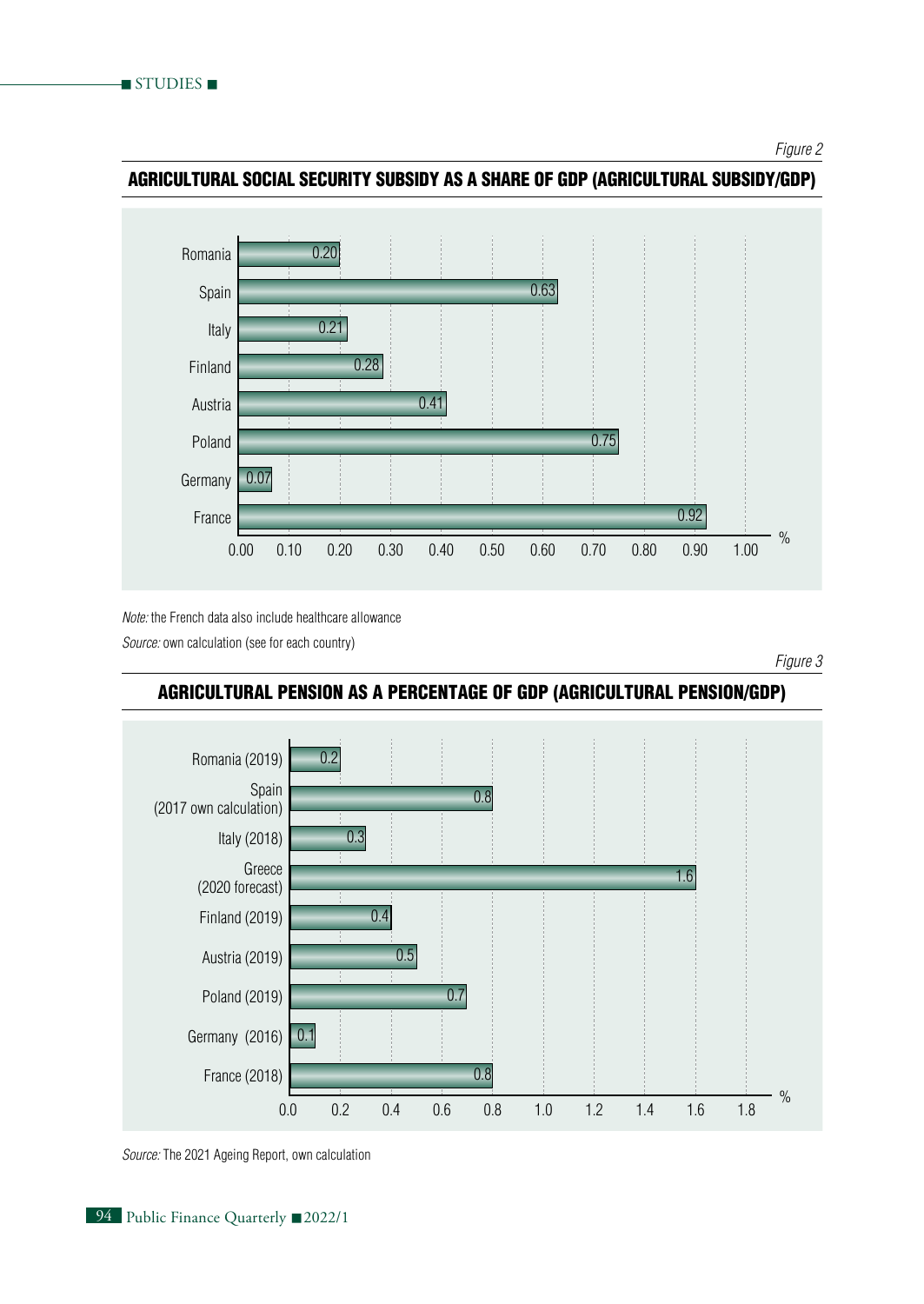*Figure 2*

**AGRICULTURAL SOCIAL SECURITY SUBSIDY AS A SHARE OF GDP (AGRICULTURAL SUBSIDY/GDP)**

| Country | % |
|---|---|
| Romania | 0.20 |
| Spain | 0.63 |
| Italy | 0.21 |
| Finland | 0.28 |
| Austria | 0.41 |
| Poland | 0.75 |
| Germany | 0.07 |
| France | 0.92 |

*Note:* the French data also include healthcare allowance

*Source:* own calculation (see for each country)

*Figure 3*

**AGRICULTURAL PENSION AS A PERCENTAGE OF GDP (AGRICULTURAL PENSION/GDP)**

| Country | % |
|---|---|
| Romania (2019) | 0.2 |
| Spain (2017 own calculation) | 0.8 |
| Italy (2018) | 0.3 |
| Greece (2020 forecast) | 1.6 |
| Finland (2019) | 0.4 |
| Austria (2019) | 0.5 |
| Poland (2019) | 0.7 |
| Germany (2016) | 0.1 |
| France (2018) | 0.8 |

*Source:* The 2021 Ageing Report, own calculation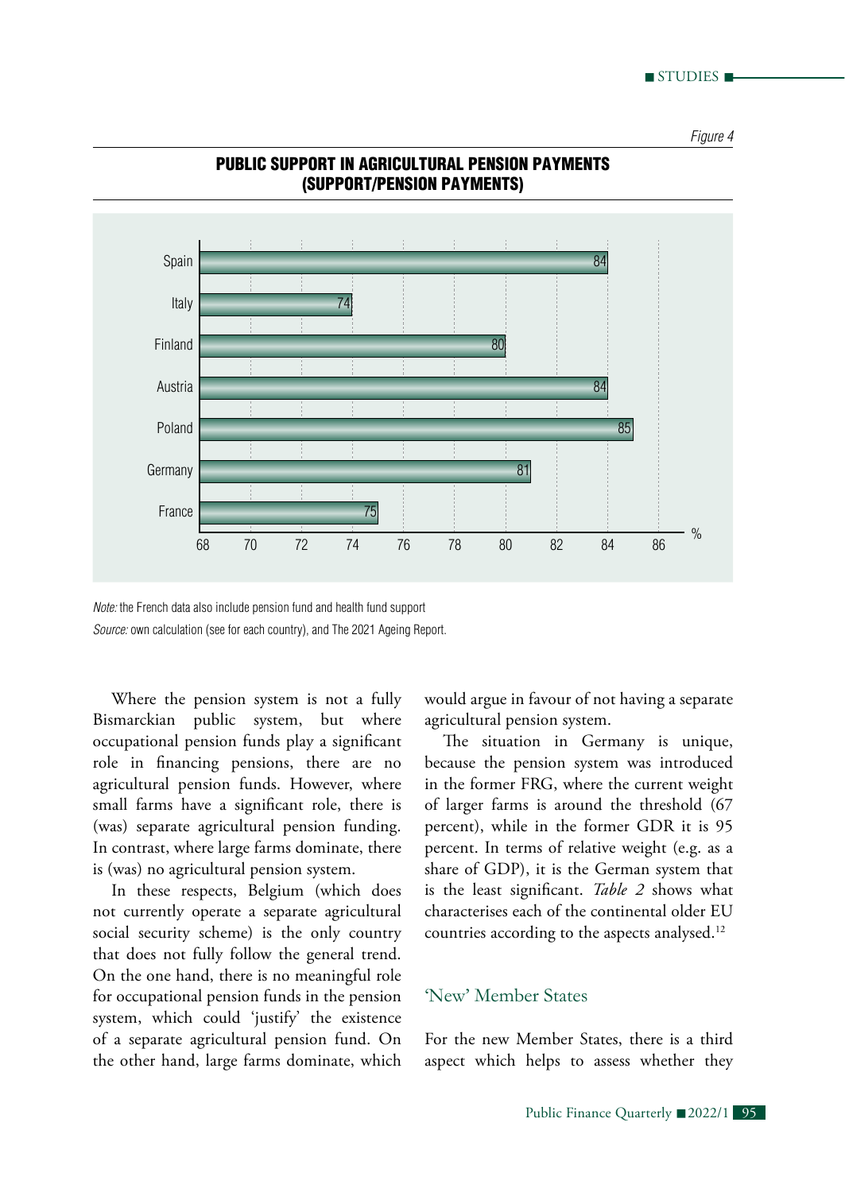*Figure 4*

**PUBLIC SUPPORT IN AGRICULTURAL PENSION PAYMENTS (SUPPORT/PENSION PAYMENTS)**

| Country | % |
|---|---|
| Spain | 84 |
| Italy | 74 |
| Finland | 80 |
| Austria | 84 |
| Poland | 85 |
| Germany | 81 |
| France | 75 |

*Note:* the French data also include pension fund and health fund support

*Source:* own calculation (see for each country), and The 2021 Ageing Report.

Where the pension system is not a fully Bismarckian public system, but where occupational pension funds play a significant role in financing pensions, there are no agricultural pension funds. However, where small farms have a significant role, there is (was) separate agricultural pension funding. In contrast, where large farms dominate, there is (was) no agricultural pension system.

In these respects, Belgium (which does not currently operate a separate agricultural social security scheme) is the only country that does not fully follow the general trend. On the one hand, there is no meaningful role for occupational pension funds in the pension system, which could 'justify' the existence of a separate agricultural pension fund. On the other hand, large farms dominate, which would argue in favour of not having a separate agricultural pension system.

The situation in Germany is unique, because the pension system was introduced in the former FRG, where the current weight of larger farms is around the threshold (67 percent), while in the former GDR it is 95 percent. In terms of relative weight (e.g. as a share of GDP), it is the German system that is the least significant. *Table 2* shows what characterises each of the continental older EU countries according to the aspects analysed.[12]

## 'New' Member States

For the new Member States, there is a third aspect which helps to assess whether they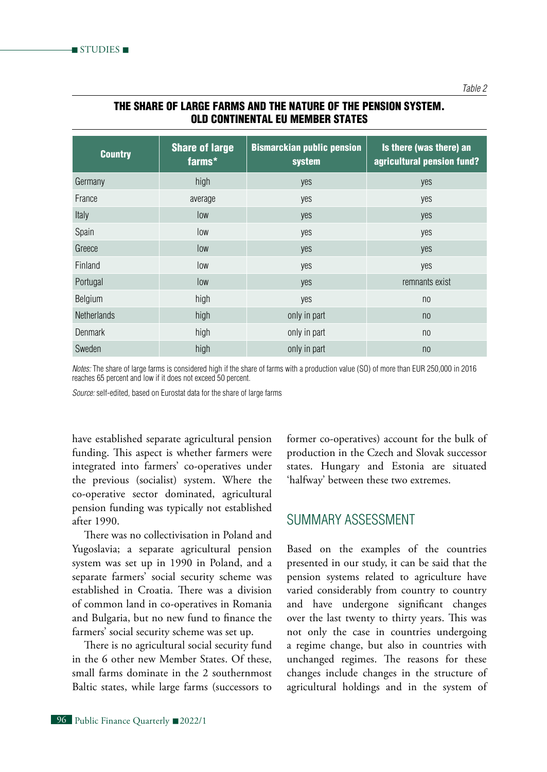*Table 2*

**THE SHARE OF LARGE FARMS AND THE NATURE OF THE PENSION SYSTEM. OLD CONTINENTAL EU MEMBER STATES**

| Country | Share of large farms* | Bismarckian public pension system | Is there (was there) an agricultural pension fund? |
|---|---|---|---|
| Germany | high | yes | yes |
| France | average | yes | yes |
| Italy | low | yes | yes |
| Spain | low | yes | yes |
| Greece | low | yes | yes |
| Finland | low | yes | yes |
| Portugal | low | yes | remnants exist |
| Belgium | high | yes | no |
| Netherlands | high | only in part | no |
| Denmark | high | only in part | no |
| Sweden | high | only in part | no |

*Notes:* The share of large farms is considered high if the share of farms with a production value (SO) of more than EUR 250,000 in 2016 reaches 65 percent and low if it does not exceed 50 percent.

*Source:* self-edited, based on Eurostat data for the share of large farms

have established separate agricultural pension funding. This aspect is whether farmers were integrated into farmers' co-operatives under the previous (socialist) system. Where the co-operative sector dominated, agricultural pension funding was typically not established after 1990.

There was no collectivisation in Poland and Yugoslavia; a separate agricultural pension system was set up in 1990 in Poland, and a separate farmers' social security scheme was established in Croatia. There was a division of common land in co-operatives in Romania and Bulgaria, but no new fund to finance the farmers' social security scheme was set up.

There is no agricultural social security fund in the 6 other new Member States. Of these, small farms dominate in the 2 southernmost Baltic states, while large farms (successors to former co-operatives) account for the bulk of production in the Czech and Slovak successor states. Hungary and Estonia are situated 'halfway' between these two extremes.

## SUMMARY ASSESSMENT

Based on the examples of the countries presented in our study, it can be said that the pension systems related to agriculture have varied considerably from country to country and have undergone significant changes over the last twenty to thirty years. This was not only the case in countries undergoing a regime change, but also in countries with unchanged regimes. The reasons for these changes include changes in the structure of agricultural holdings and in the system of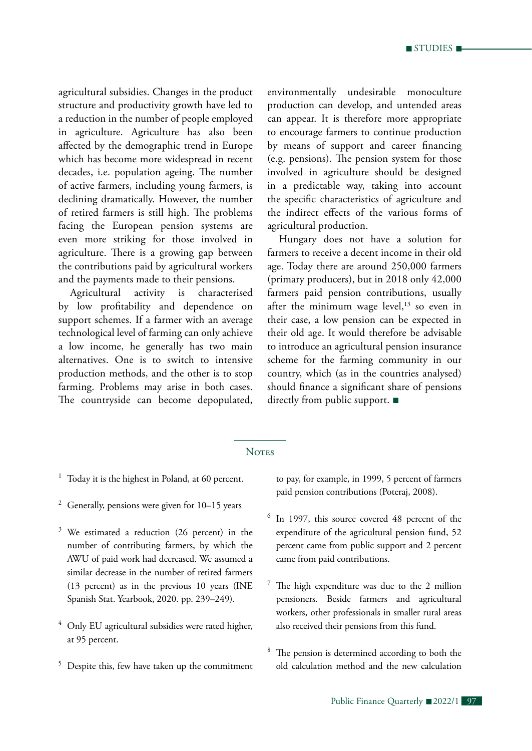agricultural subsidies. Changes in the product structure and productivity growth have led to a reduction in the number of people employed in agriculture. Agriculture has also been affected by the demographic trend in Europe which has become more widespread in recent decades, i.e. population ageing. The number of active farmers, including young farmers, is declining dramatically. However, the number of retired farmers is still high. The problems facing the European pension systems are even more striking for those involved in agriculture. There is a growing gap between the contributions paid by agricultural workers and the payments made to their pensions.

Agricultural activity is characterised by low profitability and dependence on support schemes. If a farmer with an average technological level of farming can only achieve a low income, he generally has two main alternatives. One is to switch to intensive production methods, and the other is to stop farming. Problems may arise in both cases. The countryside can become depopulated, environmentally undesirable monoculture production can develop, and untended areas can appear. It is therefore more appropriate to encourage farmers to continue production by means of support and career financing (e.g. pensions). The pension system for those involved in agriculture should be designed in a predictable way, taking into account the specific characteristics of agriculture and the indirect effects of the various forms of agricultural production.

Hungary does not have a solution for farmers to receive a decent income in their old age. Today there are around 250,000 farmers (primary producers), but in 2018 only 42,000 farmers paid pension contributions, usually after the minimum wage level,[13] so even in their case, a low pension can be expected in their old age. It would therefore be advisable to introduce an agricultural pension insurance scheme for the farming community in our country, which (as in the countries analysed) should finance a significant share of pensions directly from public support. ■

## Notes

[1] Today it is the highest in Poland, at 60 percent.

[2] Generally, pensions were given for 10–15 years

[3] We estimated a reduction (26 percent) in the number of contributing farmers, by which the AWU of paid work had decreased. We assumed a similar decrease in the number of retired farmers (13 percent) as in the previous 10 years (INE Spanish Stat. Yearbook, 2020. pp. 239–249).

[4] Only EU agricultural subsidies were rated higher, at 95 percent.

[5] Despite this, few have taken up the commitment to pay, for example, in 1999, 5 percent of farmers paid pension contributions (Poteraj, 2008).

[6] In 1997, this source covered 48 percent of the expenditure of the agricultural pension fund, 52 percent came from public support and 2 percent came from paid contributions.

[7] The high expenditure was due to the 2 million pensioners. Beside farmers and agricultural workers, other professionals in smaller rural areas also received their pensions from this fund.

[8] The pension is determined according to both the old calculation method and the new calculation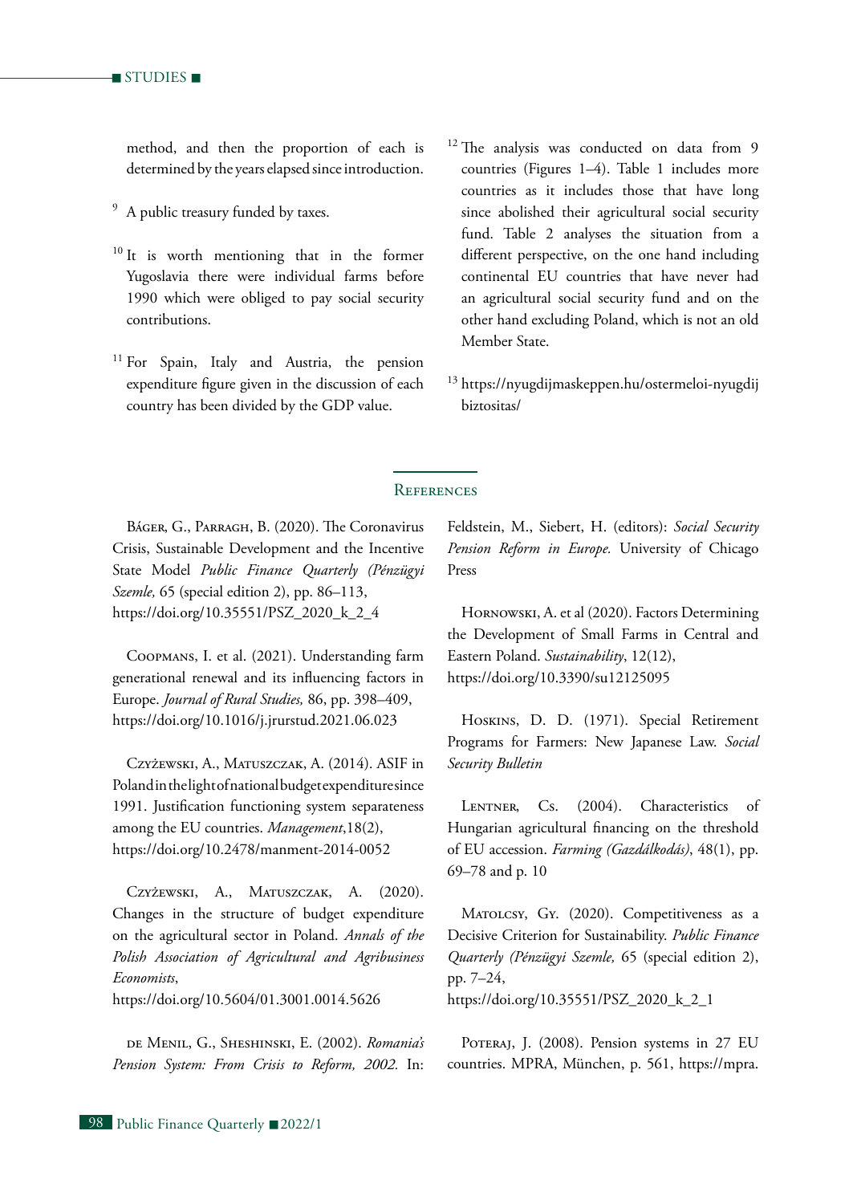method, and then the proportion of each is determined by the years elapsed since introduction.

[9] A public treasury funded by taxes.

[10] It is worth mentioning that in the former Yugoslavia there were individual farms before 1990 which were obliged to pay social security contributions.

[11] For Spain, Italy and Austria, the pension expenditure figure given in the discussion of each country has been divided by the GDP value.

[12] The analysis was conducted on data from 9 countries (Figures 1–4). Table 1 includes more countries as it includes those that have long since abolished their agricultural social security fund. Table 2 analyses the situation from a different perspective, on the one hand including continental EU countries that have never had an agricultural social security fund and on the other hand excluding Poland, which is not an old Member State.

[13] https://nyugdijmaskeppen.hu/ostermeloi-nyugdijbiztositas/

## References

Báger, G., Parragh, B. (2020). The Coronavirus Crisis, Sustainable Development and the Incentive State Model *Public Finance Quarterly (Pénzügyi Szemle,* 65 (special edition 2), pp. 86–113, https://doi.org/10.35551/PSZ_2020_k_2_4

Coopmans, I. et al. (2021). Understanding farm generational renewal and its influencing factors in Europe. *Journal of Rural Studies,* 86, pp. 398–409, https://doi.org/10.1016/j.jrurstud.2021.06.023

Czyżewski, A., Matuszczak, A. (2014). ASIF in Poland in the light of national budget expenditure since 1991. Justification functioning system separateness among the EU countries. *Management*,18(2), https://doi.org/10.2478/manment-2014-0052

Czyżewski, A., Matuszczak, A. (2020). Changes in the structure of budget expenditure on the agricultural sector in Poland. *Annals of the Polish Association of Agricultural and Agribusiness Economists*, https://doi.org/10.5604/01.3001.0014.5626

de Menil, G., Sheshinski, E. (2002). *Romania's Pension System: From Crisis to Reform, 2002.* In: Feldstein, M., Siebert, H. (editors): *Social Security Pension Reform in Europe.* University of Chicago Press

Hornowski, A. et al (2020). Factors Determining the Development of Small Farms in Central and Eastern Poland. *Sustainability*, 12(12), https://doi.org/10.3390/su12125095

Hoskins, D. D. (1971). Special Retirement Programs for Farmers: New Japanese Law. *Social Security Bulletin*

Lentner, Cs. (2004). Characteristics of Hungarian agricultural financing on the threshold of EU accession. *Farming (Gazdálkodás)*, 48(1), pp. 69–78 and p. 10

Matolcsy, Gy. (2020). Competitiveness as a Decisive Criterion for Sustainability. *Public Finance Quarterly (Pénzügyi Szemle,* 65 (special edition 2), pp. 7–24, https://doi.org/10.35551/PSZ_2020_k_2_1

Poteraj, J. (2008). Pension systems in 27 EU countries. MPRA, München, p. 561, https://mpra.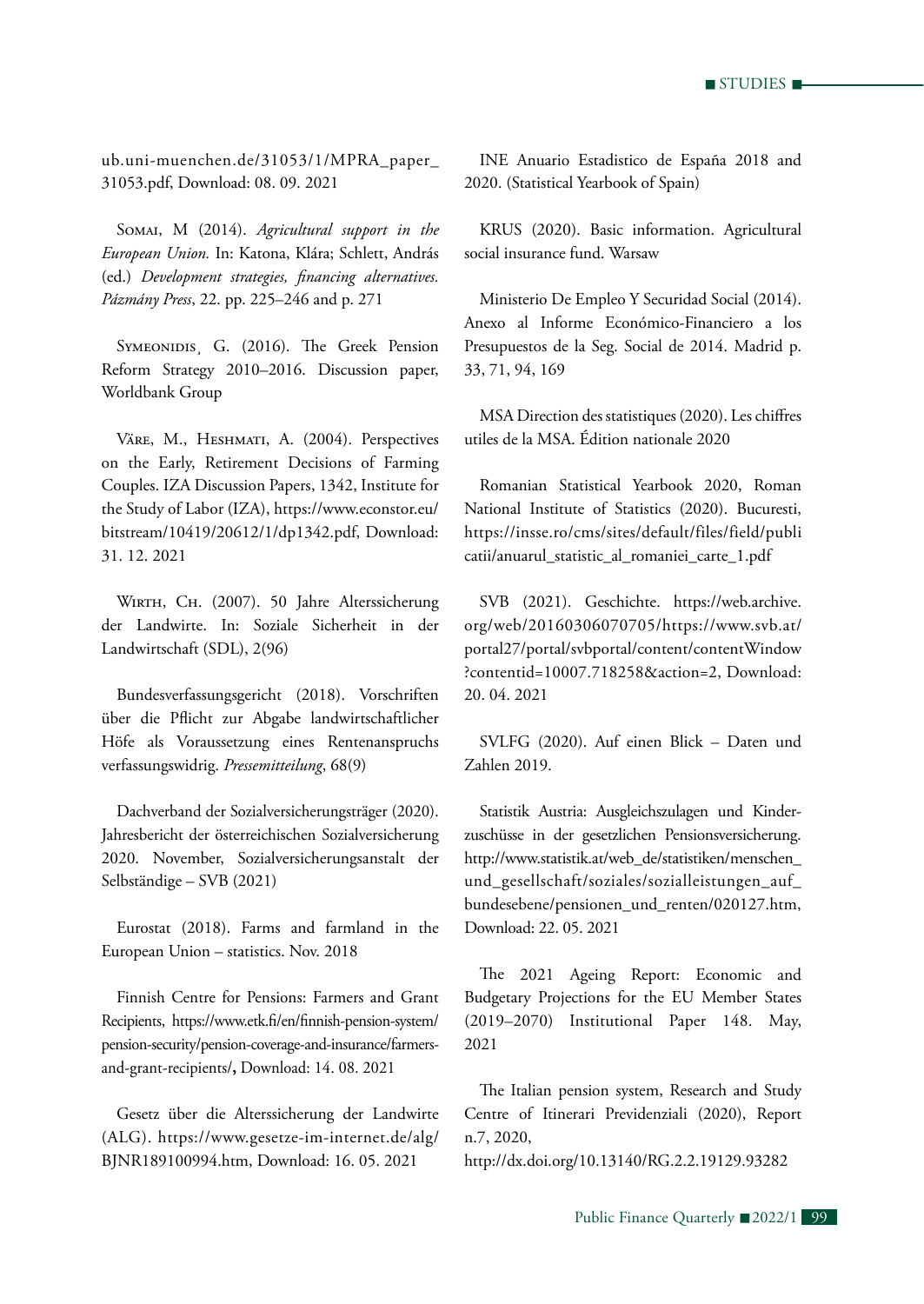ub.uni-muenchen.de/31053/1/MPRA_paper_31053.pdf, Download: 08. 09. 2021

Somai, M (2014). *Agricultural support in the European Union.* In: Katona, Klára; Schlett, András (ed.) *Development strategies, financing alternatives. Pázmány Press*, 22. pp. 225–246 and p. 271

Symeonidis¸ G. (2016). The Greek Pension Reform Strategy 2010–2016. Discussion paper, Worldbank Group

Väre, M., Heshmati, A. (2004). Perspectives on the Early, Retirement Decisions of Farming Couples. IZA Discussion Papers, 1342, Institute for the Study of Labor (IZA), https://www.econstor.eu/bitstream/10419/20612/1/dp1342.pdf, Download: 31. 12. 2021

Wirth, Ch. (2007). 50 Jahre Alterssicherung der Landwirte. In: Soziale Sicherheit in der Landwirtschaft (SDL), 2(96)

Bundesverfassungsgericht (2018). Vorschriften über die Pflicht zur Abgabe landwirtschaftlicher Höfe als Voraussetzung eines Rentenanspruchs verfassungswidrig. *Pressemitteilung*, 68(9)

Dachverband der Sozialversicherungsträger (2020). Jahresbericht der österreichischen Sozialversicherung 2020. November, Sozialversicherungsanstalt der Selbständige – SVB (2021)

Eurostat (2018). Farms and farmland in the European Union – statistics. Nov. 2018

Finnish Centre for Pensions: Farmers and Grant Recipients, https://www.etk.fi/en/finnish-pension-system/pension-security/pension-coverage-and-insurance/farmers-and-grant-recipients/**,** Download: 14. 08. 2021

Gesetz über die Alterssicherung der Landwirte (ALG). https://www.gesetze-im-internet.de/alg/BJNR189100994.htm, Download: 16. 05. 2021

INE Anuario Estadistico de España 2018 and 2020. (Statistical Yearbook of Spain)

KRUS (2020). Basic information. Agricultural social insurance fund. Warsaw

Ministerio De Empleo Y Securidad Social (2014). Anexo al Informe Económico-Financiero a los Presupuestos de la Seg. Social de 2014. Madrid p. 33, 71, 94, 169

MSA Direction des statistiques (2020). Les chiffres utiles de la MSA. Édition nationale 2020

Romanian Statistical Yearbook 2020, Roman National Institute of Statistics (2020). Bucuresti, https://insse.ro/cms/sites/default/files/field/publicatii/anuarul_statistic_al_romaniei_carte_1.pdf

SVB (2021). Geschichte. https://web.archive.org/web/20160306070705/https://www.svb.at/portal27/portal/svbportal/content/contentWindow?contentid=10007.718258&action=2, Download: 20. 04. 2021

SVLFG (2020). Auf einen Blick – Daten und Zahlen 2019.

Statistik Austria: Ausgleichszulagen und Kinderzuschüsse in der gesetzlichen Pensionsversicherung. http://www.statistik.at/web_de/statistiken/menschen_und_gesellschaft/soziales/sozialleistungen_auf_bundesebene/pensionen_und_renten/020127.htm, Download: 22. 05. 2021

The 2021 Ageing Report: Economic and Budgetary Projections for the EU Member States (2019–2070) Institutional Paper 148. May, 2021

The Italian pension system, Research and Study Centre of Itinerari Previdenziali (2020), Report n.7, 2020,
http://dx.doi.org/10.13140/RG.2.2.19129.93282